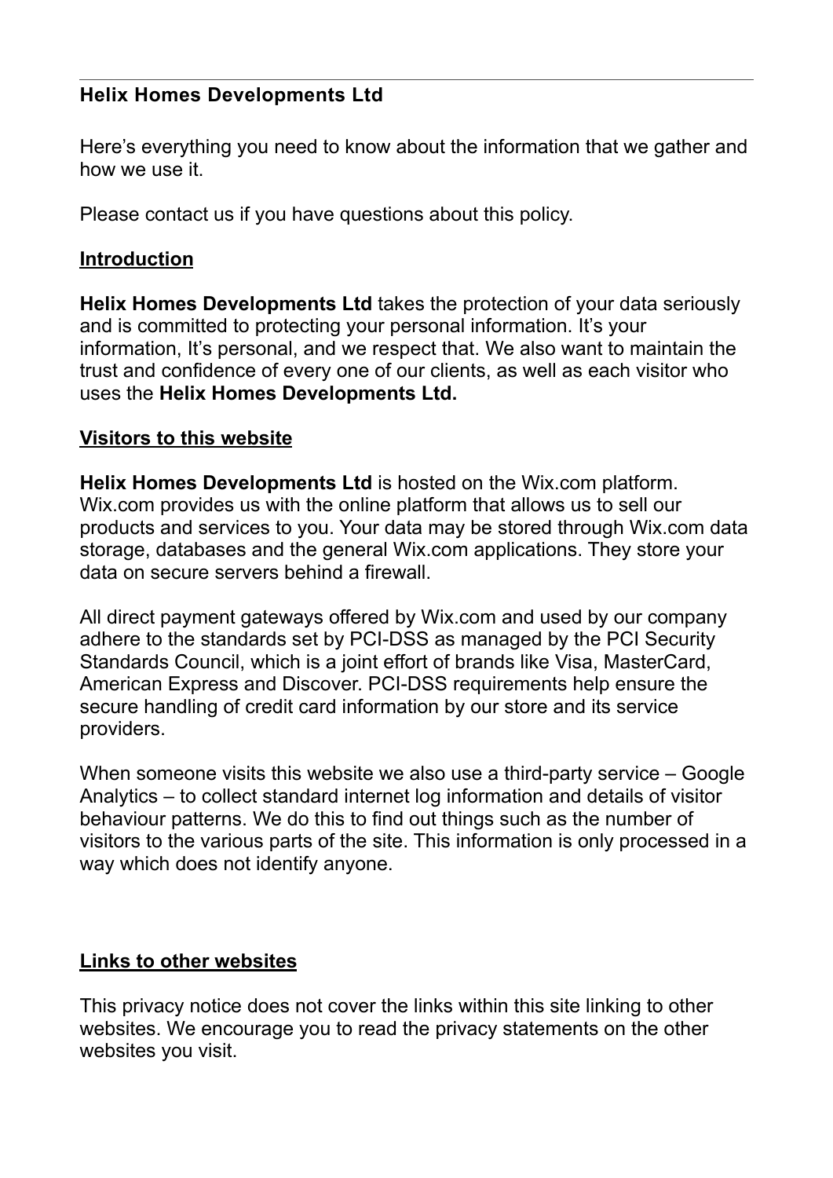**Helix Homes Developments Ltd**

Here's everything you need to know about the information that we gather and how we use it.

Please contact us if you have questions about this policy.

## Introduction

**Helix Homes Developments Ltd** takes the protection of your data seriously and is committed to protecting your personal information. It's your information, It's personal, and we respect that. We also want to maintain the trust and confidence of every one of our clients, as well as each visitor who uses the **Helix Homes Developments Ltd.**

## Visitors to this website

**Helix Homes Developments Ltd** is hosted on the Wix.com platform. Wix.com provides us with the online platform that allows us to sell our products and services to you. Your data may be stored through Wix.com data storage, databases and the general Wix.com applications. They store your data on secure servers behind a firewall.

All direct payment gateways offered by Wix.com and used by our company adhere to the standards set by PCI-DSS as managed by the PCI Security Standards Council, which is a joint effort of brands like Visa, MasterCard, American Express and Discover. PCI-DSS requirements help ensure the secure handling of credit card information by our store and its service providers.

When someone visits this website we also use a third-party service – Google Analytics – to collect standard internet log information and details of visitor behaviour patterns. We do this to find out things such as the number of visitors to the various parts of the site. This information is only processed in a way which does not identify anyone.

## Links to other websites

This privacy notice does not cover the links within this site linking to other websites. We encourage you to read the privacy statements on the other websites you visit.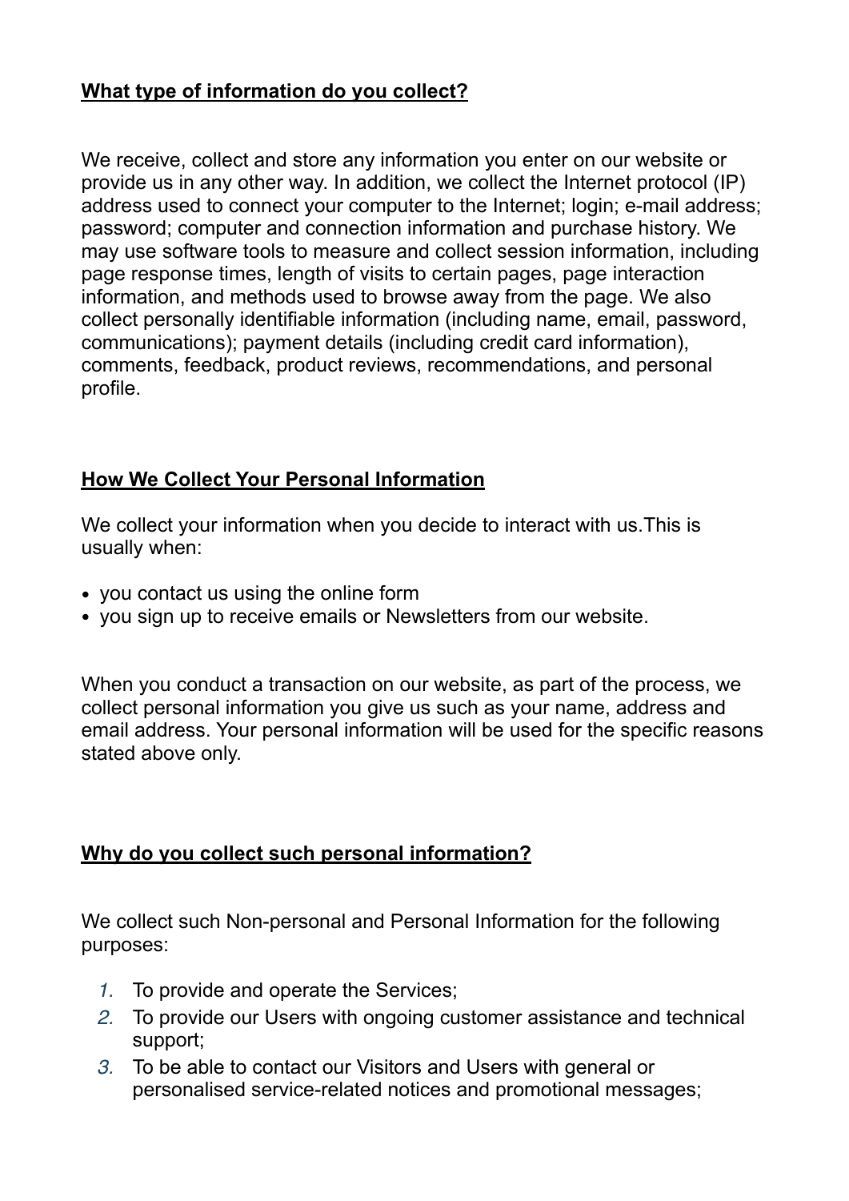**What type of information do you collect?**

We receive, collect and store any information you enter on our website or provide us in any other way. In addition, we collect the Internet protocol (IP) address used to connect your computer to the Internet; login; e-mail address; password; computer and connection information and purchase history. We may use software tools to measure and collect session information, including page response times, length of visits to certain pages, page interaction information, and methods used to browse away from the page. We also collect personally identifiable information (including name, email, password, communications); payment details (including credit card information), comments, feedback, product reviews, recommendations, and personal profile.

**How We Collect Your Personal Information**

We collect your information when you decide to interact with us.This is usually when:

- you contact us using the online form
- you sign up to receive emails or Newsletters from our website.

When you conduct a transaction on our website, as part of the process, we collect personal information you give us such as your name, address and email address. Your personal information will be used for the specific reasons stated above only.

**Why do you collect such personal information?**

We collect such Non-personal and Personal Information for the following purposes:

1. To provide and operate the Services;
2. To provide our Users with ongoing customer assistance and technical support;
3. To be able to contact our Visitors and Users with general or personalised service-related notices and promotional messages;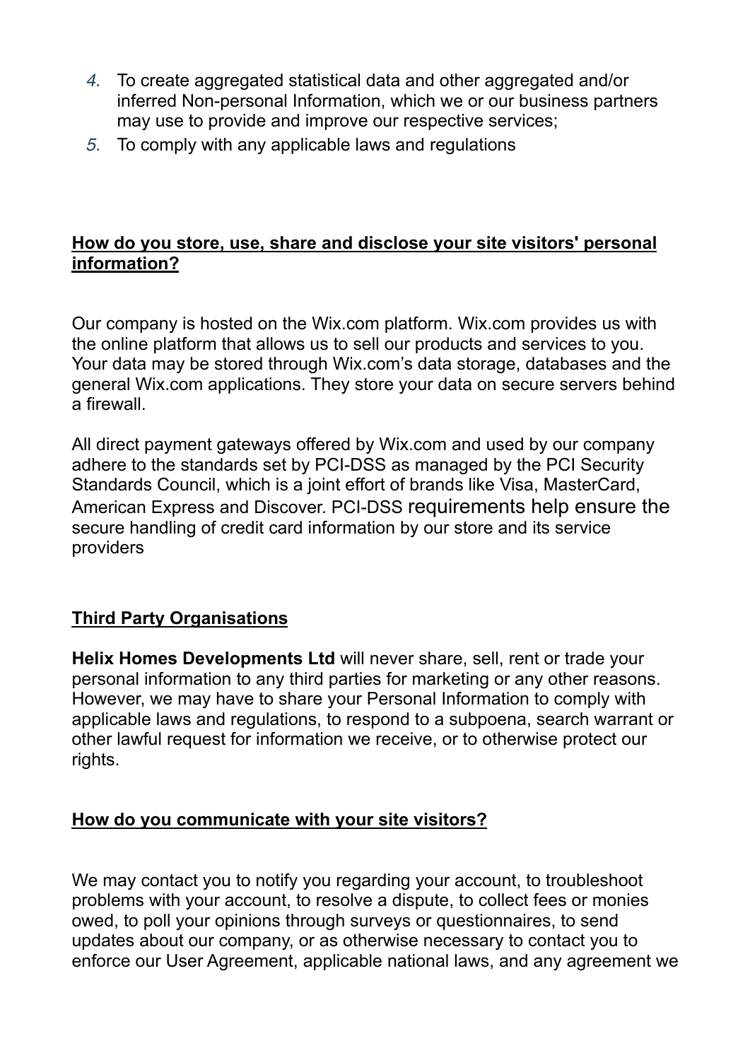4. To create aggregated statistical data and other aggregated and/or inferred Non-personal Information, which we or our business partners may use to provide and improve our respective services;
5. To comply with any applicable laws and regulations

## How do you store, use, share and disclose your site visitors' personal information?

Our company is hosted on the Wix.com platform. Wix.com provides us with the online platform that allows us to sell our products and services to you. Your data may be stored through Wix.com's data storage, databases and the general Wix.com applications. They store your data on secure servers behind a firewall.

All direct payment gateways offered by Wix.com and used by our company adhere to the standards set by PCI-DSS as managed by the PCI Security Standards Council, which is a joint effort of brands like Visa, MasterCard, American Express and Discover. PCI-DSS requirements help ensure the secure handling of credit card information by our store and its service providers

## Third Party Organisations

**Helix Homes Developments Ltd** will never share, sell, rent or trade your personal information to any third parties for marketing or any other reasons. However, we may have to share your Personal Information to comply with applicable laws and regulations, to respond to a subpoena, search warrant or other lawful request for information we receive, or to otherwise protect our rights.

## How do you communicate with your site visitors?

We may contact you to notify you regarding your account, to troubleshoot problems with your account, to resolve a dispute, to collect fees or monies owed, to poll your opinions through surveys or questionnaires, to send updates about our company, or as otherwise necessary to contact you to enforce our User Agreement, applicable national laws, and any agreement we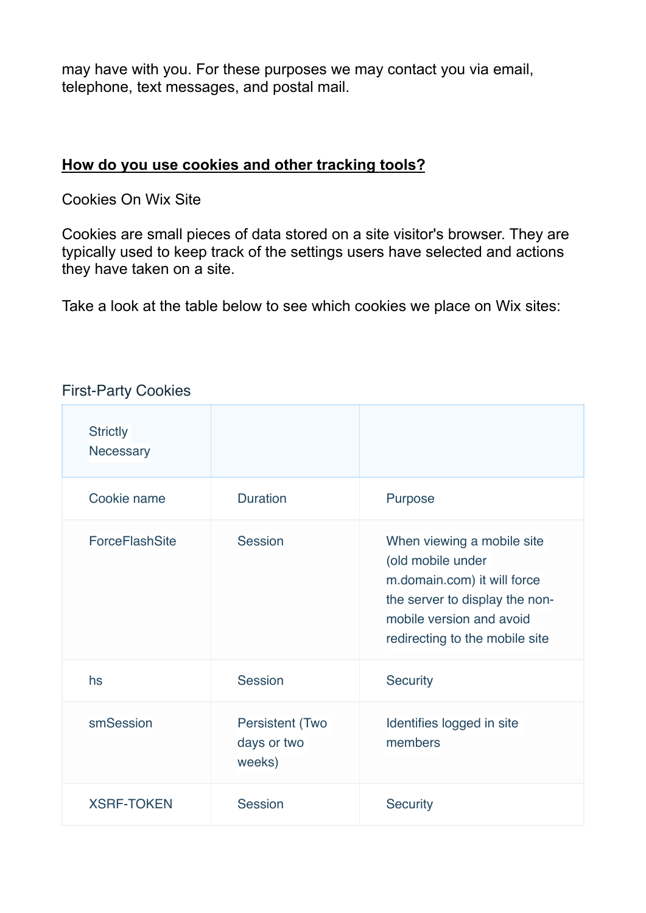may have with you. For these purposes we may contact you via email, telephone, text messages, and postal mail.

**<u>How do you use cookies and other tracking tools?</u>**

Cookies On Wix Site

Cookies are small pieces of data stored on a site visitor's browser. They are typically used to keep track of the settings users have selected and actions they have taken on a site.

Take a look at the table below to see which cookies we place on Wix sites:

First-Party Cookies

| Strictly Necessary | | |
|---|---|---|
| Cookie name | Duration | Purpose |
| ForceFlashSite | Session | When viewing a mobile site (old mobile under m.domain.com) it will force the server to display the non-mobile version and avoid redirecting to the mobile site |
| hs | Session | Security |
| smSession | Persistent (Two days or two weeks) | Identifies logged in site members |
| XSRF-TOKEN | Session | Security |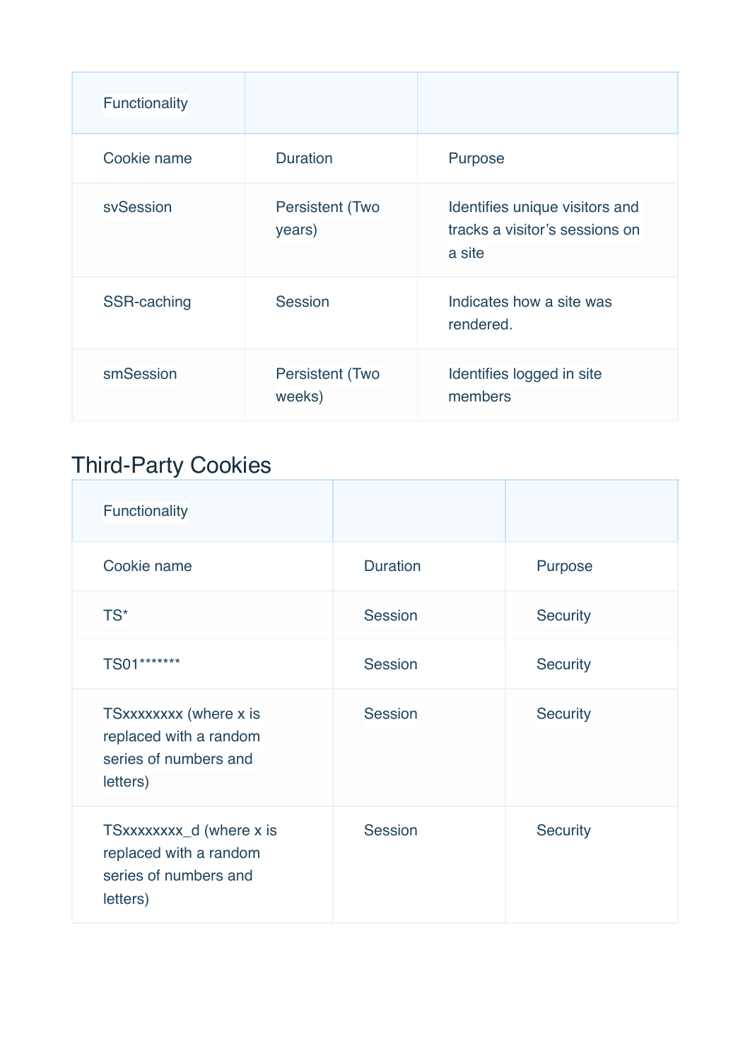| Functionality | | |
|---|---|---|
| Cookie name | Duration | Purpose |
| svSession | Persistent (Two years) | Identifies unique visitors and tracks a visitor's sessions on a site |
| SSR-caching | Session | Indicates how a site was rendered. |
| smSession | Persistent (Two weeks) | Identifies logged in site members |

## Third-Party Cookies

| Functionality | | |
|---|---|---|
| Cookie name | Duration | Purpose |
| TS* | Session | Security |
| TS01******* | Session | Security |
| TSxxxxxxxx (where x is replaced with a random series of numbers and letters) | Session | Security |
| TSxxxxxxxx_d (where x is replaced with a random series of numbers and letters) | Session | Security |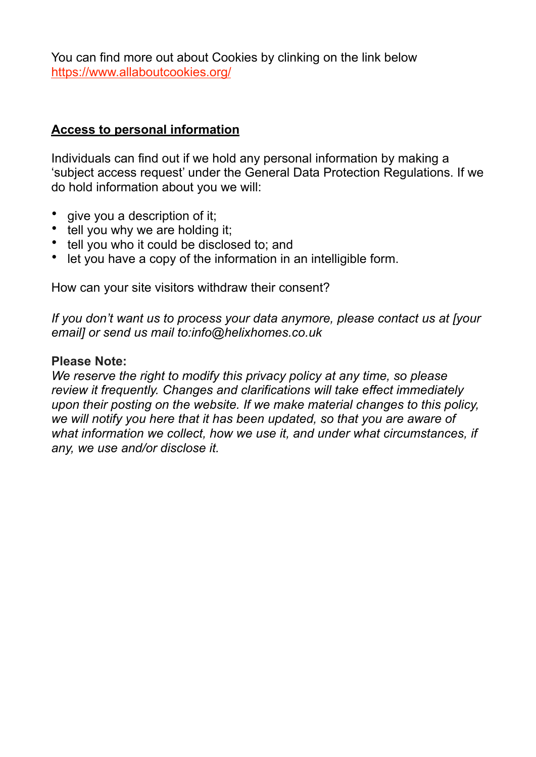You can find more out about Cookies by clinking on the link below
https://www.allaboutcookies.org/

## Access to personal information

Individuals can find out if we hold any personal information by making a 'subject access request' under the General Data Protection Regulations. If we do hold information about you we will:

- give you a description of it;
- tell you why we are holding it;
- tell you who it could be disclosed to; and
- let you have a copy of the information in an intelligible form.

How can your site visitors withdraw their consent?

*If you don't want us to process your data anymore, please contact us at [your email] or send us mail to:info@helixhomes.co.uk*

**Please Note:**
*We reserve the right to modify this privacy policy at any time, so please review it frequently. Changes and clarifications will take effect immediately upon their posting on the website. If we make material changes to this policy, we will notify you here that it has been updated, so that you are aware of what information we collect, how we use it, and under what circumstances, if any, we use and/or disclose it.*